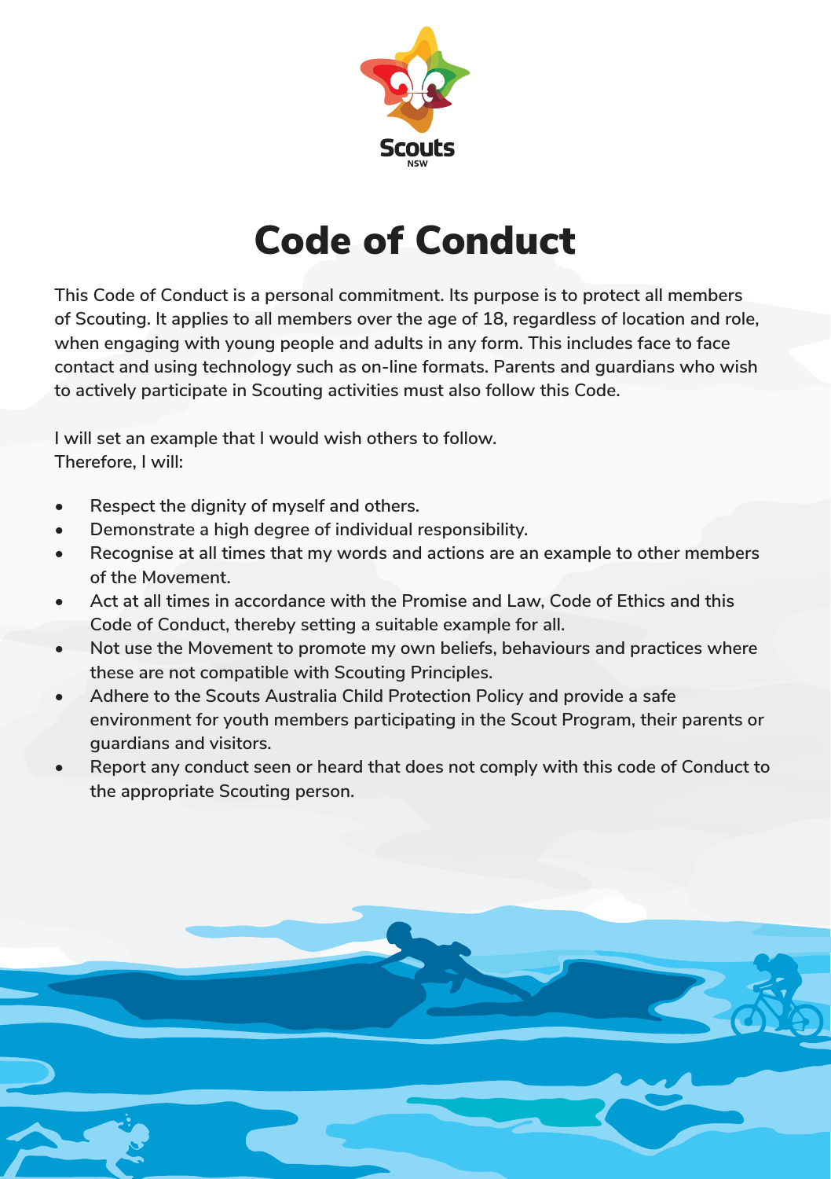Scouts NSW

# Code of Conduct

This Code of Conduct is a personal commitment. Its purpose is to protect all members of Scouting. It applies to all members over the age of 18, regardless of location and role, when engaging with young people and adults in any form. This includes face to face contact and using technology such as on-line formats. Parents and guardians who wish to actively participate in Scouting activities must also follow this Code.

I will set an example that I would wish others to follow.
Therefore, I will:

- Respect the dignity of myself and others.
- Demonstrate a high degree of individual responsibility.
- Recognise at all times that my words and actions are an example to other members of the Movement.
- Act at all times in accordance with the Promise and Law, Code of Ethics and this Code of Conduct, thereby setting a suitable example for all.
- Not use the Movement to promote my own beliefs, behaviours and practices where these are not compatible with Scouting Principles.
- Adhere to the Scouts Australia Child Protection Policy and provide a safe environment for youth members participating in the Scout Program, their parents or guardians and visitors.
- Report any conduct seen or heard that does not comply with this code of Conduct to the appropriate Scouting person.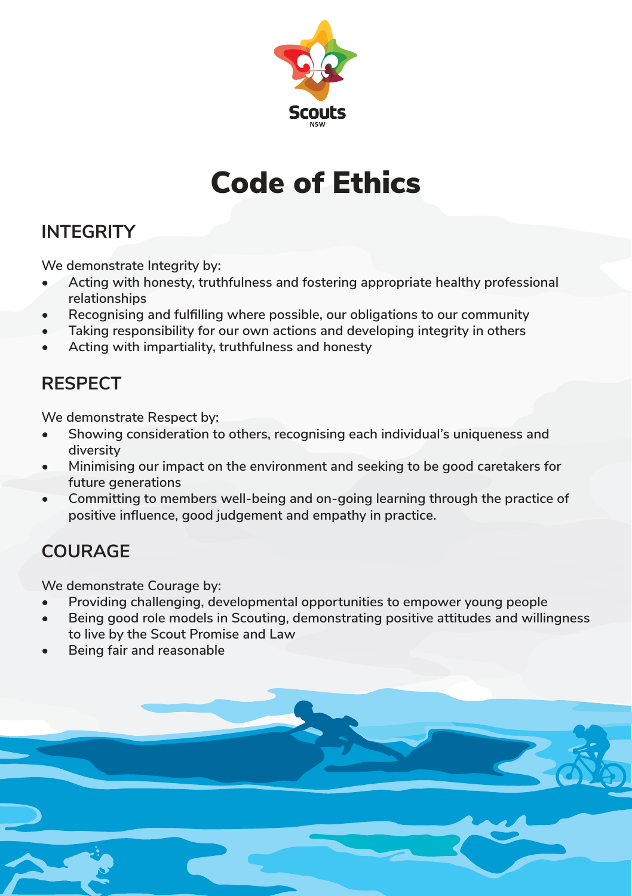Scouts NSW

# Code of Ethics

## INTEGRITY

We demonstrate Integrity by:

- Acting with honesty, truthfulness and fostering appropriate healthy professional relationships
- Recognising and fulfilling where possible, our obligations to our community
- Taking responsibility for our own actions and developing integrity in others
- Acting with impartiality, truthfulness and honesty

## RESPECT

We demonstrate Respect by:

- Showing consideration to others, recognising each individual's uniqueness and diversity
- Minimising our impact on the environment and seeking to be good caretakers for future generations
- Committing to members well-being and on-going learning through the practice of positive influence, good judgement and empathy in practice.

## COURAGE

We demonstrate Courage by:

- Providing challenging, developmental opportunities to empower young people
- Being good role models in Scouting, demonstrating positive attitudes and willingness to live by the Scout Promise and Law
- Being fair and reasonable